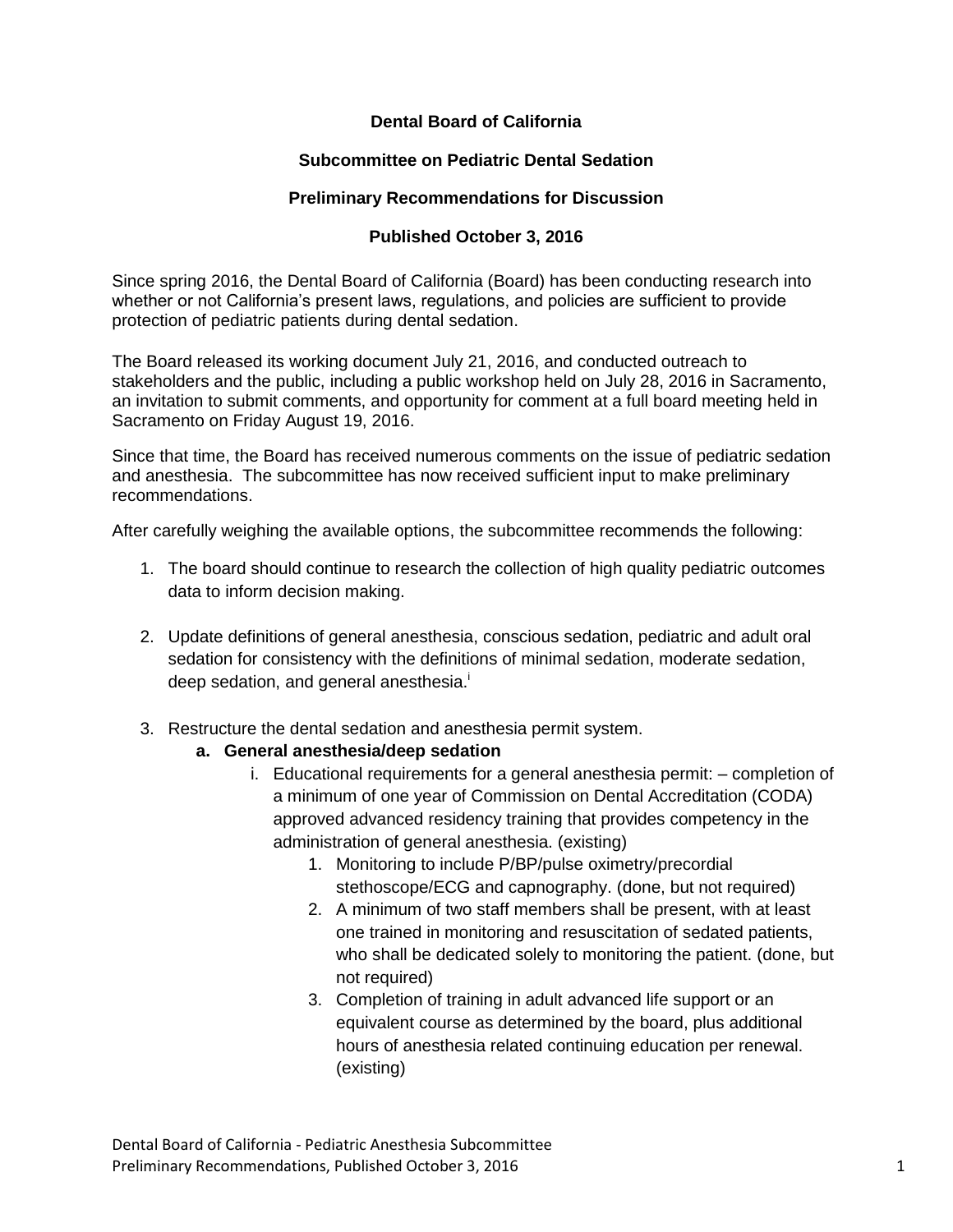**Dental Board of California**

**Subcommittee on Pediatric Dental Sedation**

**Preliminary Recommendations for Discussion**

**Published October 3, 2016**

Since spring 2016, the Dental Board of California (Board) has been conducting research into whether or not California's present laws, regulations, and policies are sufficient to provide protection of pediatric patients during dental sedation.

The Board released its working document July 21, 2016, and conducted outreach to stakeholders and the public, including a public workshop held on July 28, 2016 in Sacramento, an invitation to submit comments, and opportunity for comment at a full board meeting held in Sacramento on Friday August 19, 2016.

Since that time, the Board has received numerous comments on the issue of pediatric sedation and anesthesia. The subcommittee has now received sufficient input to make preliminary recommendations.

After carefully weighing the available options, the subcommittee recommends the following:

1. The board should continue to research the collection of high quality pediatric outcomes data to inform decision making.

2. Update definitions of general anesthesia, conscious sedation, pediatric and adult oral sedation for consistency with the definitions of minimal sedation, moderate sedation, deep sedation, and general anesthesia.[i]

3. Restructure the dental sedation and anesthesia permit system.
   - **a. General anesthesia/deep sedation**
     - i. Educational requirements for a general anesthesia permit: – completion of a minimum of one year of Commission on Dental Accreditation (CODA) approved advanced residency training that provides competency in the administration of general anesthesia. (existing)
       1. Monitoring to include P/BP/pulse oximetry/precordial stethoscope/ECG and capnography. (done, but not required)
       2. A minimum of two staff members shall be present, with at least one trained in monitoring and resuscitation of sedated patients, who shall be dedicated solely to monitoring the patient. (done, but not required)
       3. Completion of training in adult advanced life support or an equivalent course as determined by the board, plus additional hours of anesthesia related continuing education per renewal. (existing)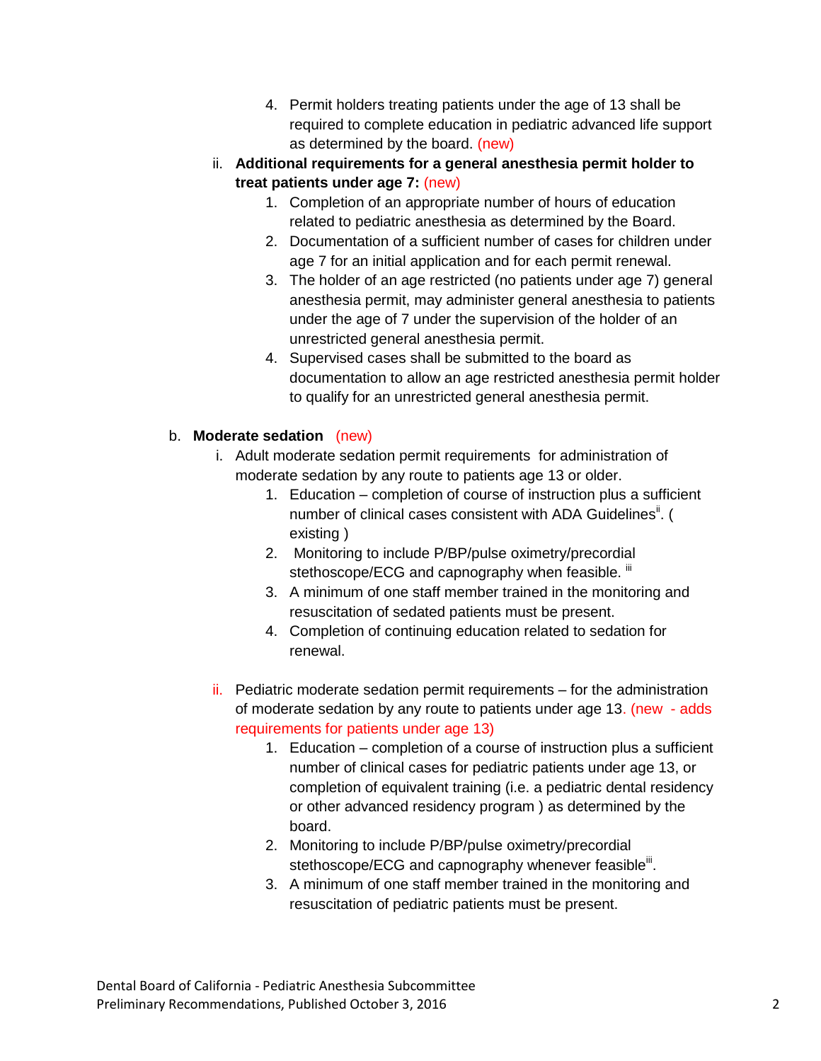4. Permit holders treating patients under the age of 13 shall be required to complete education in pediatric advanced life support as determined by the board. (new)

ii. **Additional requirements for a general anesthesia permit holder to treat patients under age 7:** (new)

1. Completion of an appropriate number of hours of education related to pediatric anesthesia as determined by the Board.
2. Documentation of a sufficient number of cases for children under age 7 for an initial application and for each permit renewal.
3. The holder of an age restricted (no patients under age 7) general anesthesia permit, may administer general anesthesia to patients under the age of 7 under the supervision of the holder of an unrestricted general anesthesia permit.
4. Supervised cases shall be submitted to the board as documentation to allow an age restricted anesthesia permit holder to qualify for an unrestricted general anesthesia permit.

b. **Moderate sedation** (new)

i. Adult moderate sedation permit requirements for administration of moderate sedation by any route to patients age 13 or older.

1. Education – completion of course of instruction plus a sufficient number of clinical cases consistent with ADA Guidelines[ii]. ( existing )
2. Monitoring to include P/BP/pulse oximetry/precordial stethoscope/ECG and capnography when feasible. [iii]
3. A minimum of one staff member trained in the monitoring and resuscitation of sedated patients must be present.
4. Completion of continuing education related to sedation for renewal.

ii. Pediatric moderate sedation permit requirements – for the administration of moderate sedation by any route to patients under age 13. (new - adds requirements for patients under age 13)

1. Education – completion of a course of instruction plus a sufficient number of clinical cases for pediatric patients under age 13, or completion of equivalent training (i.e. a pediatric dental residency or other advanced residency program ) as determined by the board.
2. Monitoring to include P/BP/pulse oximetry/precordial stethoscope/ECG and capnography whenever feasible[iii].
3. A minimum of one staff member trained in the monitoring and resuscitation of pediatric patients must be present.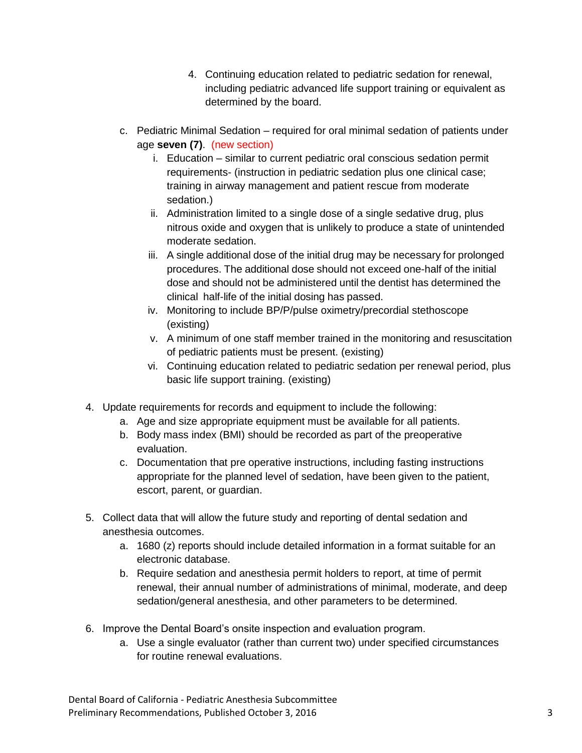4. Continuing education related to pediatric sedation for renewal, including pediatric advanced life support training or equivalent as determined by the board.

c. Pediatric Minimal Sedation – required for oral minimal sedation of patients under age **seven (7)**. (new section)

   i. Education – similar to current pediatric oral conscious sedation permit requirements- (instruction in pediatric sedation plus one clinical case; training in airway management and patient rescue from moderate sedation.)

   ii. Administration limited to a single dose of a single sedative drug, plus nitrous oxide and oxygen that is unlikely to produce a state of unintended moderate sedation.

   iii. A single additional dose of the initial drug may be necessary for prolonged procedures. The additional dose should not exceed one-half of the initial dose and should not be administered until the dentist has determined the clinical half-life of the initial dosing has passed.

   iv. Monitoring to include BP/P/pulse oximetry/precordial stethoscope (existing)

   v. A minimum of one staff member trained in the monitoring and resuscitation of pediatric patients must be present. (existing)

   vi. Continuing education related to pediatric sedation per renewal period, plus basic life support training. (existing)

4. Update requirements for records and equipment to include the following:
   a. Age and size appropriate equipment must be available for all patients.
   b. Body mass index (BMI) should be recorded as part of the preoperative evaluation.
   c. Documentation that pre operative instructions, including fasting instructions appropriate for the planned level of sedation, have been given to the patient, escort, parent, or guardian.

5. Collect data that will allow the future study and reporting of dental sedation and anesthesia outcomes.
   a. 1680 (z) reports should include detailed information in a format suitable for an electronic database.
   b. Require sedation and anesthesia permit holders to report, at time of permit renewal, their annual number of administrations of minimal, moderate, and deep sedation/general anesthesia, and other parameters to be determined.

6. Improve the Dental Board's onsite inspection and evaluation program.
   a. Use a single evaluator (rather than current two) under specified circumstances for routine renewal evaluations.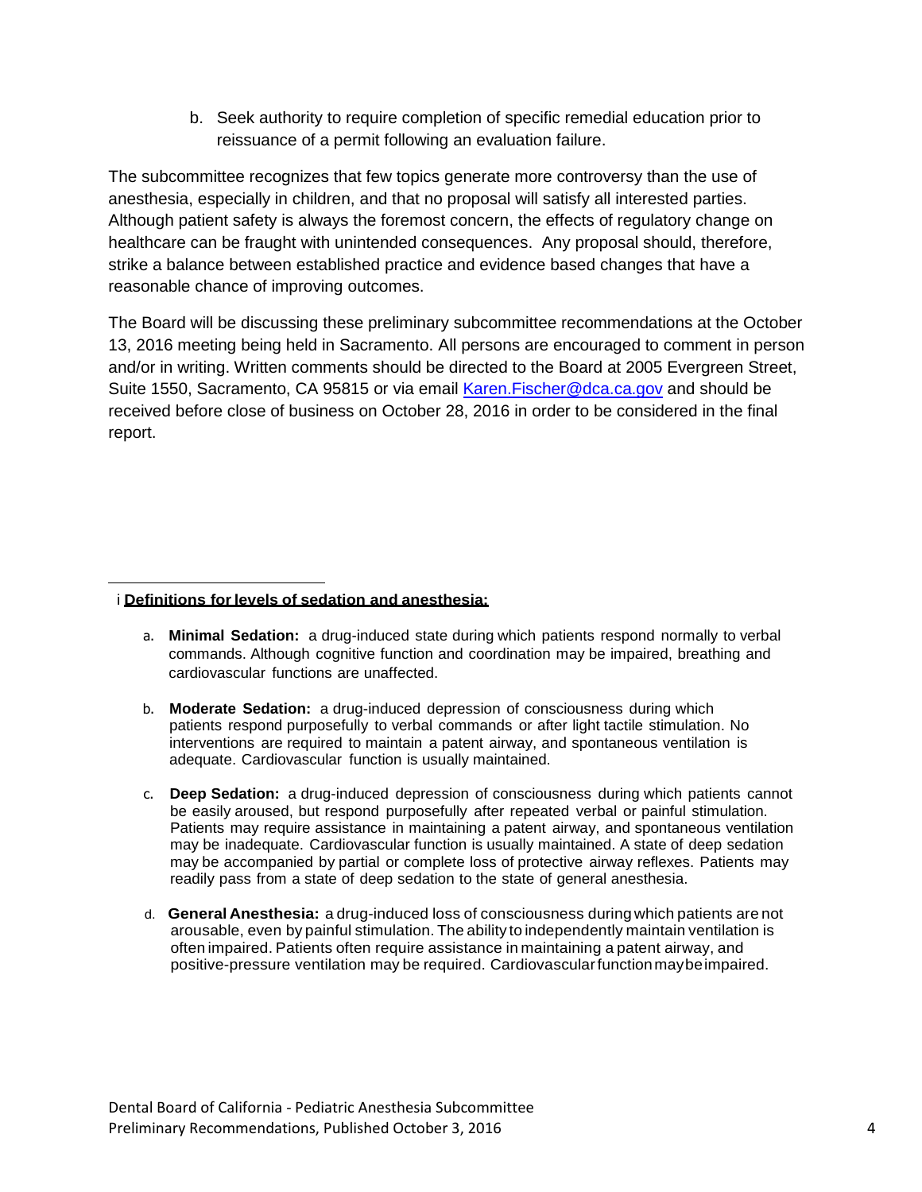b. Seek authority to require completion of specific remedial education prior to reissuance of a permit following an evaluation failure.

The subcommittee recognizes that few topics generate more controversy than the use of anesthesia, especially in children, and that no proposal will satisfy all interested parties. Although patient safety is always the foremost concern, the effects of regulatory change on healthcare can be fraught with unintended consequences. Any proposal should, therefore, strike a balance between established practice and evidence based changes that have a reasonable chance of improving outcomes.

The Board will be discussing these preliminary subcommittee recommendations at the October 13, 2016 meeting being held in Sacramento. All persons are encouraged to comment in person and/or in writing. Written comments should be directed to the Board at 2005 Evergreen Street, Suite 1550, Sacramento, CA 95815 or via email Karen.Fischer@dca.ca.gov and should be received before close of business on October 28, 2016 in order to be considered in the final report.

---

i **Definitions for levels of sedation and anesthesia:**

a. **Minimal Sedation:** a drug-induced state during which patients respond normally to verbal commands. Although cognitive function and coordination may be impaired, breathing and cardiovascular functions are unaffected.

b. **Moderate Sedation:** a drug-induced depression of consciousness during which patients respond purposefully to verbal commands or after light tactile stimulation. No interventions are required to maintain a patent airway, and spontaneous ventilation is adequate. Cardiovascular function is usually maintained.

c. **Deep Sedation:** a drug-induced depression of consciousness during which patients cannot be easily aroused, but respond purposefully after repeated verbal or painful stimulation. Patients may require assistance in maintaining a patent airway, and spontaneous ventilation may be inadequate. Cardiovascular function is usually maintained. A state of deep sedation may be accompanied by partial or complete loss of protective airway reflexes. Patients may readily pass from a state of deep sedation to the state of general anesthesia.

d. **General Anesthesia:** a drug-induced loss of consciousness during which patients are not arousable, even by painful stimulation. The ability to independently maintain ventilation is often impaired. Patients often require assistance in maintaining a patent airway, and positive-pressure ventilation may be required. Cardiovascular function may be impaired.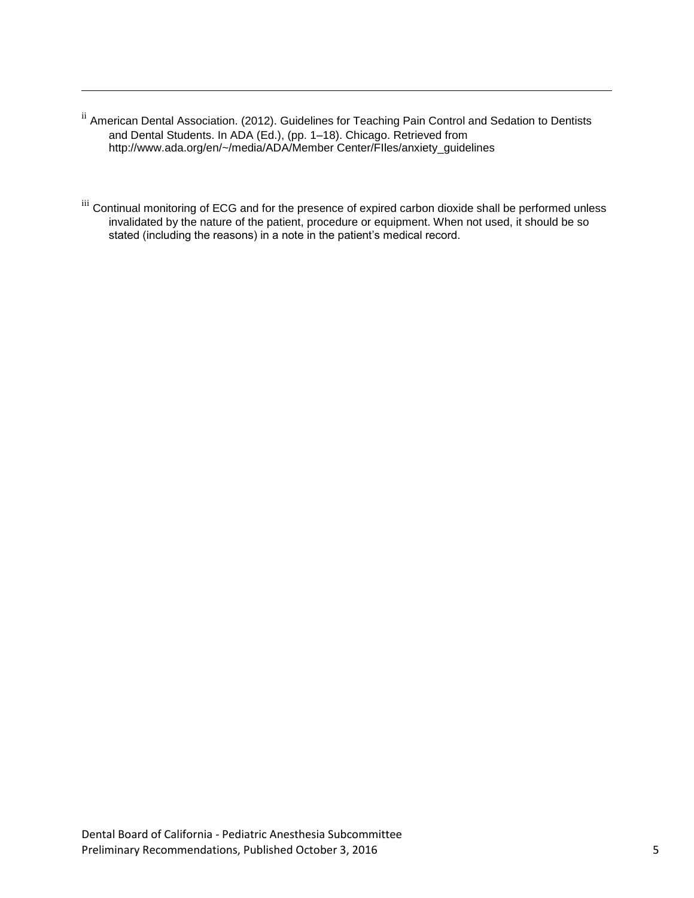---

[ii] American Dental Association. (2012). Guidelines for Teaching Pain Control and Sedation to Dentists and Dental Students. In ADA (Ed.), (pp. 1–18). Chicago. Retrieved from http://www.ada.org/en/~/media/ADA/Member Center/FIles/anxiety_guidelines

[iii] Continual monitoring of ECG and for the presence of expired carbon dioxide shall be performed unless invalidated by the nature of the patient, procedure or equipment. When not used, it should be so stated (including the reasons) in a note in the patient's medical record.